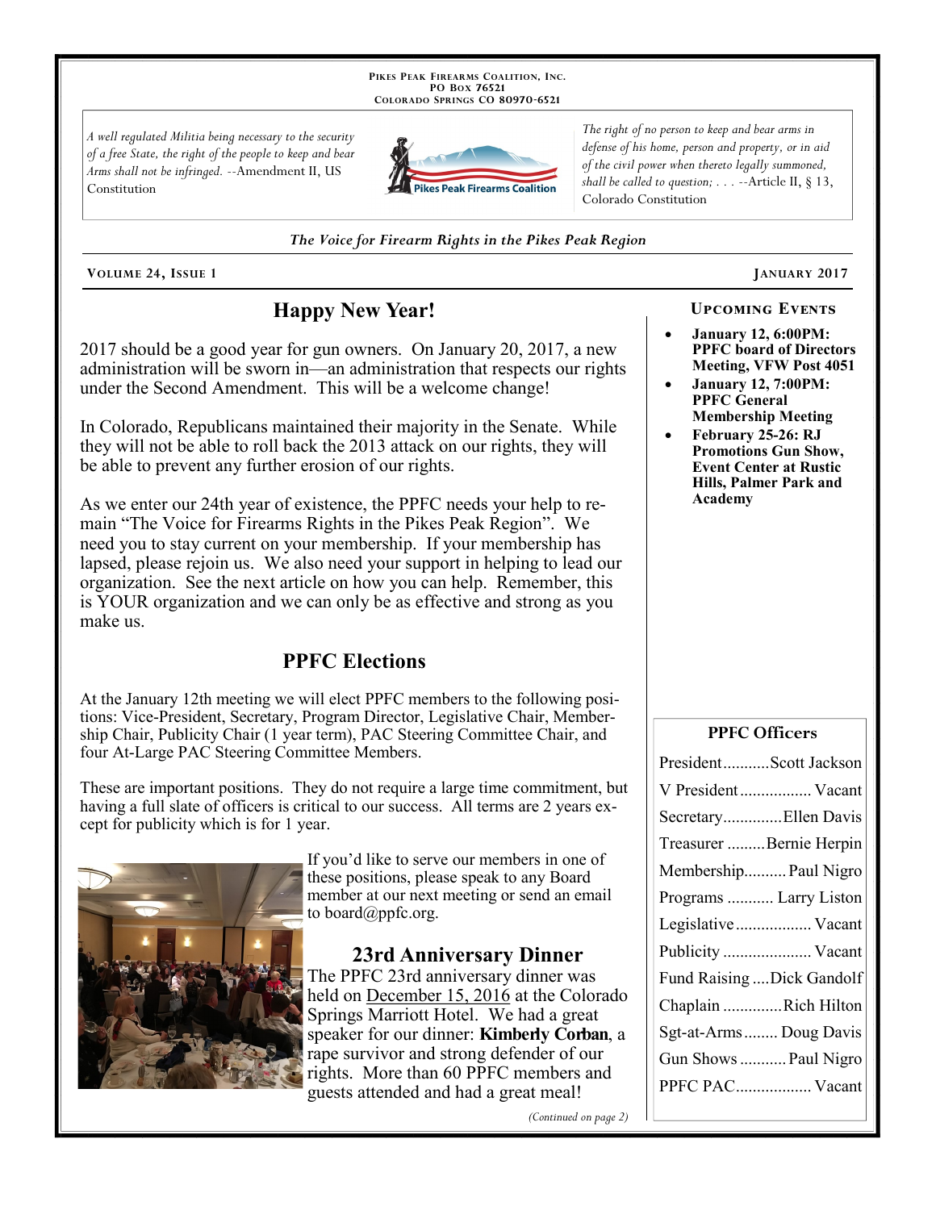PIKES PEAK FIREARMS COALITION, INC.
PO BOX 76521
COLORADO SPRINGS CO 80970-6521

*A well regulated Militia being necessary to the security of a free State, the right of the people to keep and bear Arms shall not be infringed.* --Amendment II, US Constitution

*The right of no person to keep and bear arms in defense of his home, person and property, or in aid of the civil power when thereto legally summoned, shall be called to question; . . .* --Article II, § 13, Colorado Constitution

*The Voice for Firearm Rights in the Pikes Peak Region*

**VOLUME 24, ISSUE 1** — **JANUARY 2017**

## Happy New Year!

2017 should be a good year for gun owners. On January 20, 2017, a new administration will be sworn in—an administration that respects our rights under the Second Amendment. This will be a welcome change!

In Colorado, Republicans maintained their majority in the Senate. While they will not be able to roll back the 2013 attack on our rights, they will be able to prevent any further erosion of our rights.

As we enter our 24th year of existence, the PPFC needs your help to remain "The Voice for Firearms Rights in the Pikes Peak Region". We need you to stay current on your membership. If your membership has lapsed, please rejoin us. We also need your support in helping to lead our organization. See the next article on how you can help. Remember, this is YOUR organization and we can only be as effective and strong as you make us.

## PPFC Elections

At the January 12th meeting we will elect PPFC members to the following positions: Vice-President, Secretary, Program Director, Legislative Chair, Membership Chair, Publicity Chair (1 year term), PAC Steering Committee Chair, and four At-Large PAC Steering Committee Members.

These are important positions. They do not require a large time commitment, but having a full slate of officers is critical to our success. All terms are 2 years except for publicity which is for 1 year.

If you'd like to serve our members in one of these positions, please speak to any Board member at our next meeting or send an email to board@ppfc.org.

## 23rd Anniversary Dinner

The PPFC 23rd anniversary dinner was held on December 15, 2016 at the Colorado Springs Marriott Hotel. We had a great speaker for our dinner: **Kimberly Corban**, a rape survivor and strong defender of our rights. More than 60 PPFC members and guests attended and had a great meal!

*(Continued on page 2)*

### UPCOMING EVENTS

- **January 12, 6:00PM: PPFC board of Directors Meeting, VFW Post 4051**
- **January 12, 7:00PM: PPFC General Membership Meeting**
- **February 25-26: RJ Promotions Gun Show, Event Center at Rustic Hills, Palmer Park and Academy**

### PPFC Officers

| Position | Name |
|---|---|
| President | Scott Jackson |
| V President | Vacant |
| Secretary | Ellen Davis |
| Treasurer | Bernie Herpin |
| Membership | Paul Nigro |
| Programs | Larry Liston |
| Legislative | Vacant |
| Publicity | Vacant |
| Fund Raising | Dick Gandolf |
| Chaplain | Rich Hilton |
| Sgt-at-Arms | Doug Davis |
| Gun Shows | Paul Nigro |
| PPFC PAC | Vacant |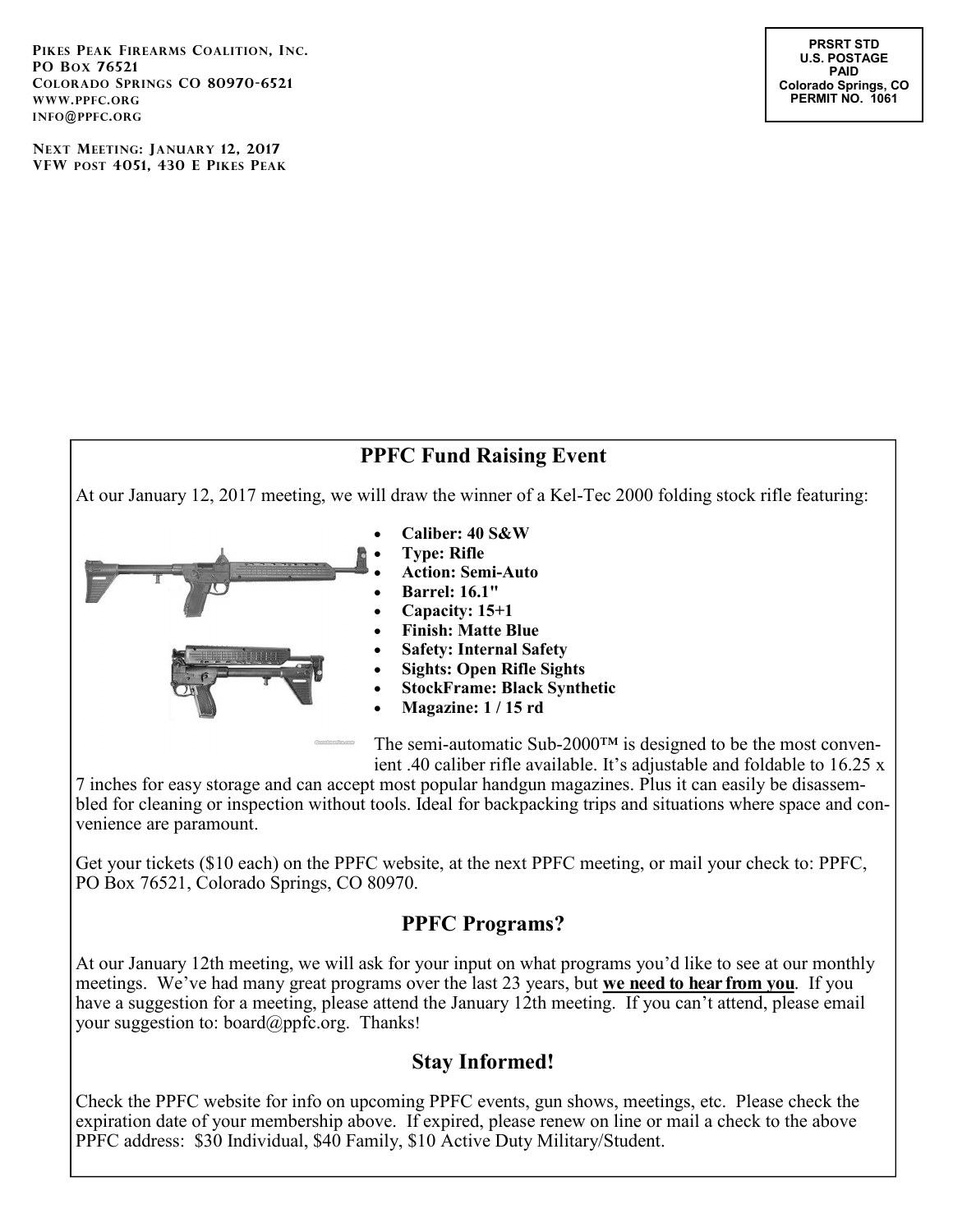**PIKES PEAK FIREARMS COALITION, INC.**
**PO BOX 76521**
**COLORADO SPRINGS CO 80970-6521**
**WWW.PPFC.ORG**
**INFO@PPFC.ORG**

**NEXT MEETING: JANUARY 12, 2017**
**VFW POST 4051, 430 E PIKES PEAK**

PRSRT STD
U.S. POSTAGE
PAID
Colorado Springs, CO
PERMIT NO. 1061

## PPFC Fund Raising Event

At our January 12, 2017 meeting, we will draw the winner of a Kel-Tec 2000 folding stock rifle featuring:

- **Caliber: 40 S&W**
- **Type: Rifle**
- **Action: Semi-Auto**
- **Barrel: 16.1"**
- **Capacity: 15+1**
- **Finish: Matte Blue**
- **Safety: Internal Safety**
- **Sights: Open Rifle Sights**
- **StockFrame: Black Synthetic**
- **Magazine: 1 / 15 rd**

The semi-automatic Sub-2000™ is designed to be the most convenient .40 caliber rifle available. It's adjustable and foldable to 16.25 x 7 inches for easy storage and can accept most popular handgun magazines. Plus it can easily be disassembled for cleaning or inspection without tools. Ideal for backpacking trips and situations where space and convenience are paramount.

Get your tickets ($10 each) on the PPFC website, at the next PPFC meeting, or mail your check to: PPFC, PO Box 76521, Colorado Springs, CO 80970.

## PPFC Programs?

At our January 12th meeting, we will ask for your input on what programs you'd like to see at our monthly meetings. We've had many great programs over the last 23 years, but **we need to hear from you**. If you have a suggestion for a meeting, please attend the January 12th meeting. If you can't attend, please email your suggestion to: board@ppfc.org. Thanks!

## Stay Informed!

Check the PPFC website for info on upcoming PPFC events, gun shows, meetings, etc. Please check the expiration date of your membership above. If expired, please renew on line or mail a check to the above PPFC address: $30 Individual, $40 Family, $10 Active Duty Military/Student.